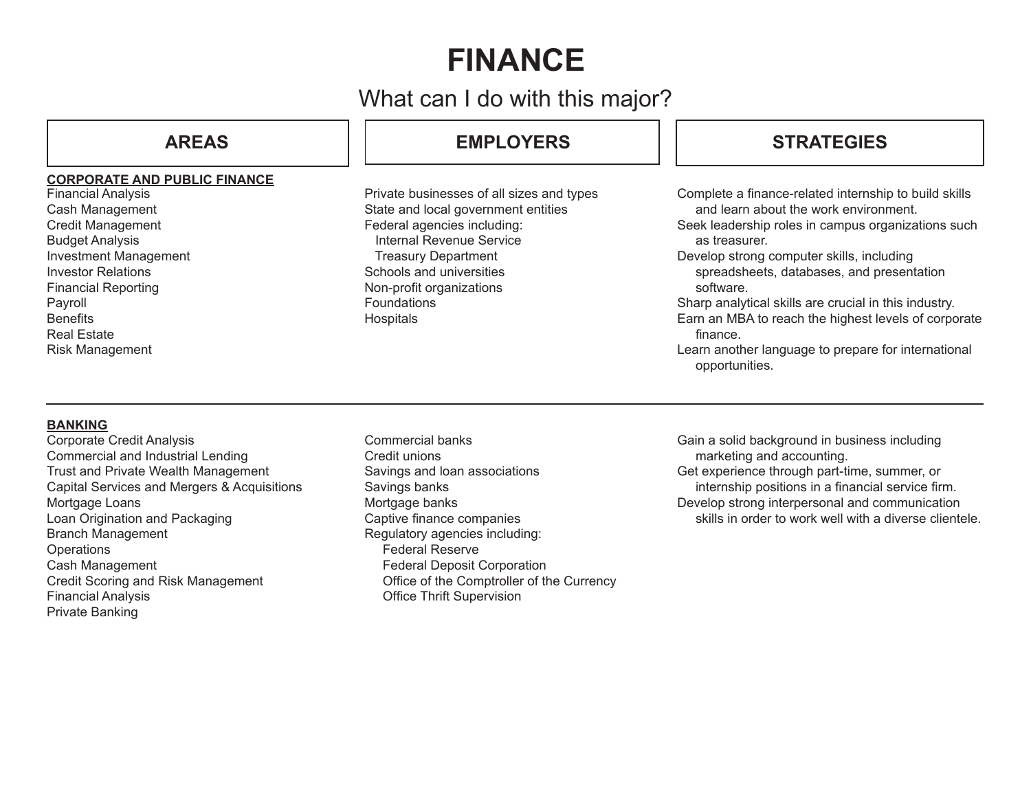# FINANCE

## What can I do with this major?

| AREAS | EMPLOYERS | STRATEGIES |
| --- | --- | --- |
| **CORPORATE AND PUBLIC FINANCE**<br>Financial Analysis<br>Cash Management<br>Credit Management<br>Budget Analysis<br>Investment Management<br>Investor Relations<br>Financial Reporting<br>Payroll<br>Benefits<br>Real Estate<br>Risk Management | Private businesses of all sizes and types<br>State and local government entities<br>Federal agencies including:<br>Internal Revenue Service<br>Treasury Department<br>Schools and universities<br>Non-profit organizations<br>Foundations<br>Hospitals | Complete a finance-related internship to build skills and learn about the work environment.<br>Seek leadership roles in campus organizations such as treasurer.<br>Develop strong computer skills, including spreadsheets, databases, and presentation software.<br>Sharp analytical skills are crucial in this industry.<br>Earn an MBA to reach the highest levels of corporate finance.<br>Learn another language to prepare for international opportunities. |
| **BANKING**<br>Corporate Credit Analysis<br>Commercial and Industrial Lending<br>Trust and Private Wealth Management<br>Capital Services and Mergers & Acquisitions<br>Mortgage Loans<br>Loan Origination and Packaging<br>Branch Management<br>Operations<br>Cash Management<br>Credit Scoring and Risk Management<br>Financial Analysis<br>Private Banking | Commercial banks<br>Credit unions<br>Savings and loan associations<br>Savings banks<br>Mortgage banks<br>Captive finance companies<br>Regulatory agencies including:<br>Federal Reserve<br>Federal Deposit Corporation<br>Office of the Comptroller of the Currency<br>Office Thrift Supervision | Gain a solid background in business including marketing and accounting.<br>Get experience through part-time, summer, or internship positions in a financial service firm.<br>Develop strong interpersonal and communication skills in order to work well with a diverse clientele. |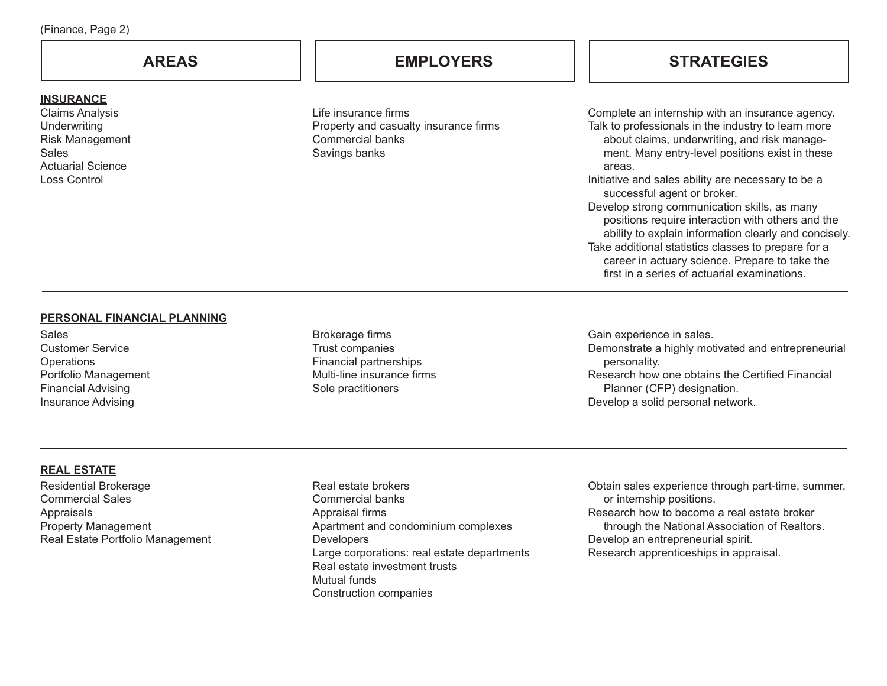(Finance, Page 2)

| AREAS | EMPLOYERS | STRATEGIES |
| --- | --- | --- |
| **INSURANCE**<br>Claims Analysis<br>Underwriting<br>Risk Management<br>Sales<br>Actuarial Science<br>Loss Control | Life insurance firms<br>Property and casualty insurance firms<br>Commercial banks<br>Savings banks | Complete an internship with an insurance agency.<br>Talk to professionals in the industry to learn more about claims, underwriting, and risk management. Many entry-level positions exist in these areas.<br>Initiative and sales ability are necessary to be a successful agent or broker.<br>Develop strong communication skills, as many positions require interaction with others and the ability to explain information clearly and concisely.<br>Take additional statistics classes to prepare for a career in actuary science. Prepare to take the first in a series of actuarial examinations. |
| **PERSONAL FINANCIAL PLANNING**<br>Sales<br>Customer Service<br>Operations<br>Portfolio Management<br>Financial Advising<br>Insurance Advising | Brokerage firms<br>Trust companies<br>Financial partnerships<br>Multi-line insurance firms<br>Sole practitioners | Gain experience in sales.<br>Demonstrate a highly motivated and entrepreneurial personality.<br>Research how one obtains the Certified Financial Planner (CFP) designation.<br>Develop a solid personal network. |
| **REAL ESTATE**<br>Residential Brokerage<br>Commercial Sales<br>Appraisals<br>Property Management<br>Real Estate Portfolio Management | Real estate brokers<br>Commercial banks<br>Appraisal firms<br>Apartment and condominium complexes<br>Developers<br>Large corporations: real estate departments<br>Real estate investment trusts<br>Mutual funds<br>Construction companies | Obtain sales experience through part-time, summer, or internship positions.<br>Research how to become a real estate broker through the National Association of Realtors.<br>Develop an entrepreneurial spirit.<br>Research apprenticeships in appraisal. |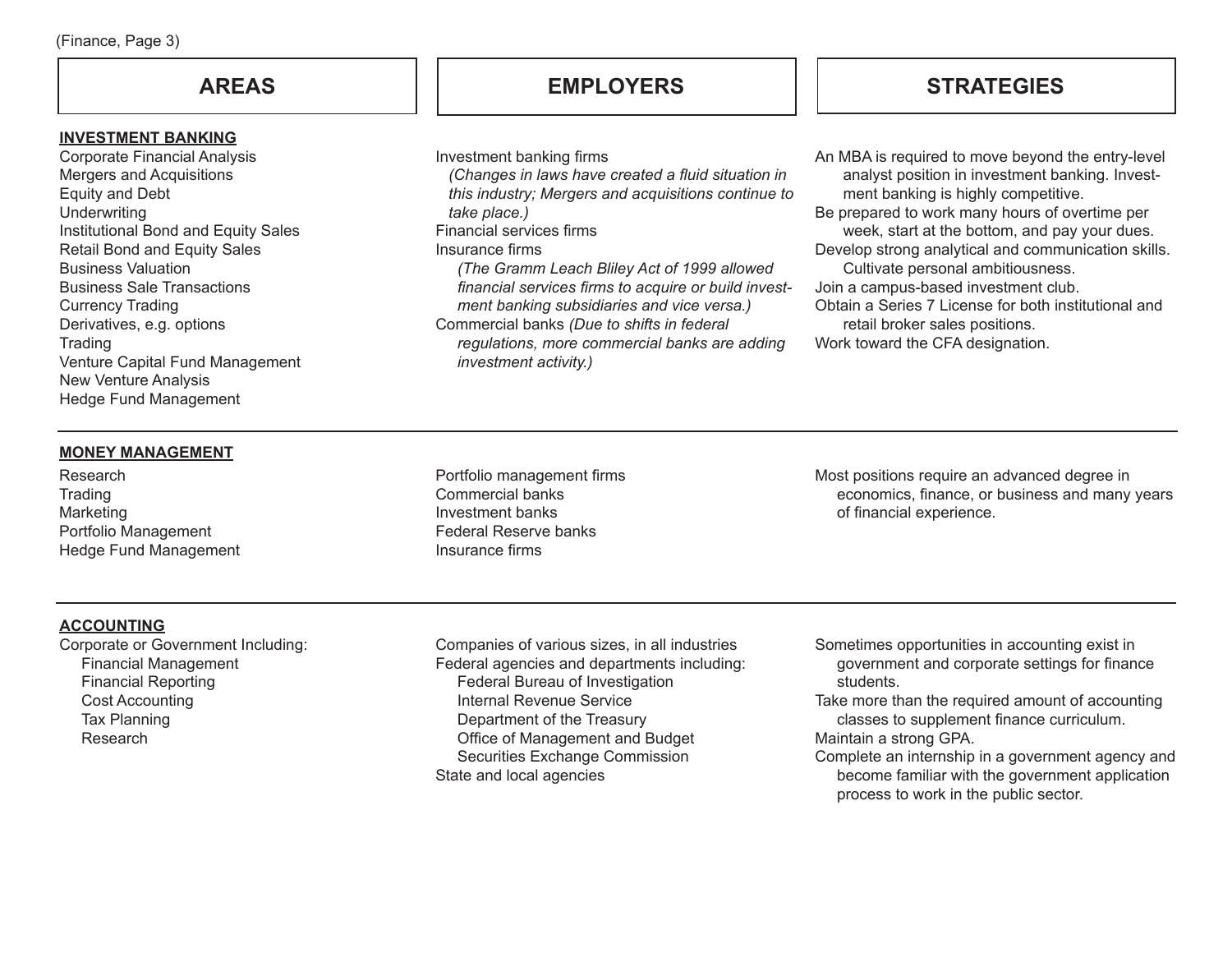(Finance, Page 3)

| AREAS | EMPLOYERS | STRATEGIES |
| --- | --- | --- |
| **INVESTMENT BANKING**<br>Corporate Financial Analysis<br>Mergers and Acquisitions<br>Equity and Debt<br>Underwriting<br>Institutional Bond and Equity Sales<br>Retail Bond and Equity Sales<br>Business Valuation<br>Business Sale Transactions<br>Currency Trading<br>Derivatives, e.g. options<br>Trading<br>Venture Capital Fund Management<br>New Venture Analysis<br>Hedge Fund Management | Investment banking firms<br>*(Changes in laws have created a fluid situation in this industry; Mergers and acquisitions continue to take place.)*<br>Financial services firms<br>Insurance firms<br>*(The Gramm Leach Bliley Act of 1999 allowed financial services firms to acquire or build investment banking subsidiaries and vice versa.)*<br>Commercial banks *(Due to shifts in federal regulations, more commercial banks are adding investment activity.)* | An MBA is required to move beyond the entry-level analyst position in investment banking. Investment banking is highly competitive.<br>Be prepared to work many hours of overtime per week, start at the bottom, and pay your dues.<br>Develop strong analytical and communication skills. Cultivate personal ambitiousness.<br>Join a campus-based investment club.<br>Obtain a Series 7 License for both institutional and retail broker sales positions.<br>Work toward the CFA designation. |
| **MONEY MANAGEMENT**<br>Research<br>Trading<br>Marketing<br>Portfolio Management<br>Hedge Fund Management | Portfolio management firms<br>Commercial banks<br>Investment banks<br>Federal Reserve banks<br>Insurance firms | Most positions require an advanced degree in economics, finance, or business and many years of financial experience. |
| **ACCOUNTING**<br>Corporate or Government Including:<br>Financial Management<br>Financial Reporting<br>Cost Accounting<br>Tax Planning<br>Research | Companies of various sizes, in all industries<br>Federal agencies and departments including:<br>Federal Bureau of Investigation<br>Internal Revenue Service<br>Department of the Treasury<br>Office of Management and Budget<br>Securities Exchange Commission<br>State and local agencies | Sometimes opportunities in accounting exist in government and corporate settings for finance students.<br>Take more than the required amount of accounting classes to supplement finance curriculum.<br>Maintain a strong GPA.<br>Complete an internship in a government agency and become familiar with the government application process to work in the public sector. |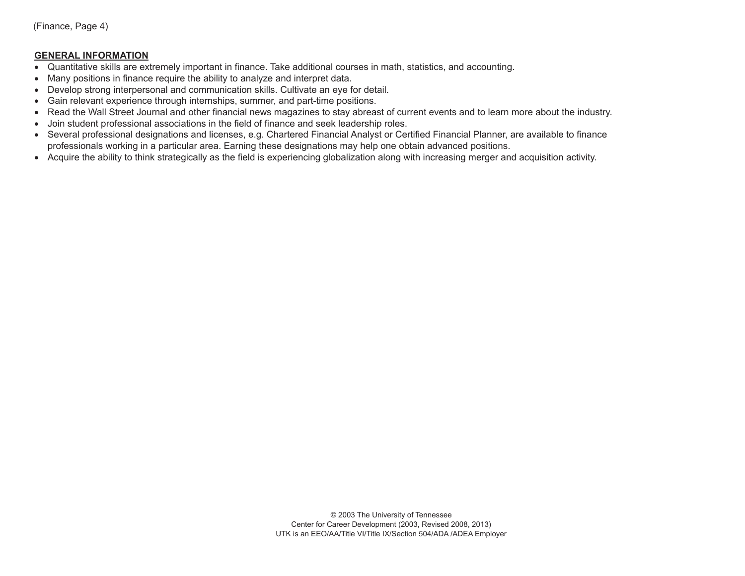## GENERAL INFORMATION

- Quantitative skills are extremely important in finance. Take additional courses in math, statistics, and accounting.
- Many positions in finance require the ability to analyze and interpret data.
- Develop strong interpersonal and communication skills. Cultivate an eye for detail.
- Gain relevant experience through internships, summer, and part-time positions.
- Read the Wall Street Journal and other financial news magazines to stay abreast of current events and to learn more about the industry.
- Join student professional associations in the field of finance and seek leadership roles.
- Several professional designations and licenses, e.g. Chartered Financial Analyst or Certified Financial Planner, are available to finance professionals working in a particular area. Earning these designations may help one obtain advanced positions.
- Acquire the ability to think strategically as the field is experiencing globalization along with increasing merger and acquisition activity.

© 2003 The University of Tennessee
Center for Career Development (2003, Revised 2008, 2013)
UTK is an EEO/AA/Title VI/Title IX/Section 504/ADA /ADEA Employer